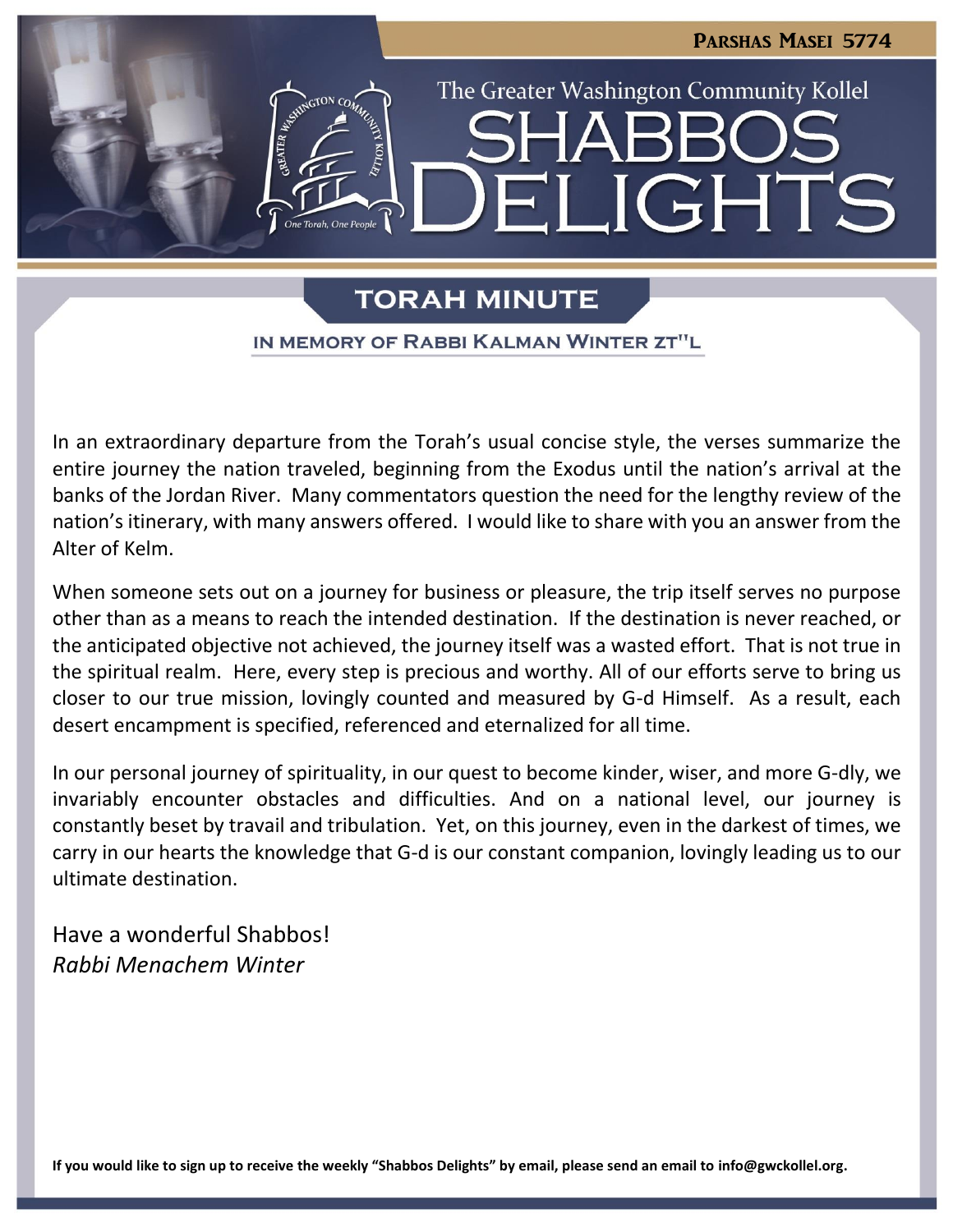Parshas Masei 5774

The Greater Washington Community Kollel

# Shabbos Delights

## Torah Minute

### In Memory of Rabbi Kalman Winter zt"l

In an extraordinary departure from the Torah's usual concise style, the verses summarize the entire journey the nation traveled, beginning from the Exodus until the nation's arrival at the banks of the Jordan River. Many commentators question the need for the lengthy review of the nation's itinerary, with many answers offered. I would like to share with you an answer from the Alter of Kelm.

When someone sets out on a journey for business or pleasure, the trip itself serves no purpose other than as a means to reach the intended destination. If the destination is never reached, or the anticipated objective not achieved, the journey itself was a wasted effort. That is not true in the spiritual realm. Here, every step is precious and worthy. All of our efforts serve to bring us closer to our true mission, lovingly counted and measured by G-d Himself. As a result, each desert encampment is specified, referenced and eternalized for all time.

In our personal journey of spirituality, in our quest to become kinder, wiser, and more G-dly, we invariably encounter obstacles and difficulties. And on a national level, our journey is constantly beset by travail and tribulation. Yet, on this journey, even in the darkest of times, we carry in our hearts the knowledge that G-d is our constant companion, lovingly leading us to our ultimate destination.

Have a wonderful Shabbos!
*Rabbi Menachem Winter*

**If you would like to sign up to receive the weekly "Shabbos Delights" by email, please send an email to info@gwckollel.org.**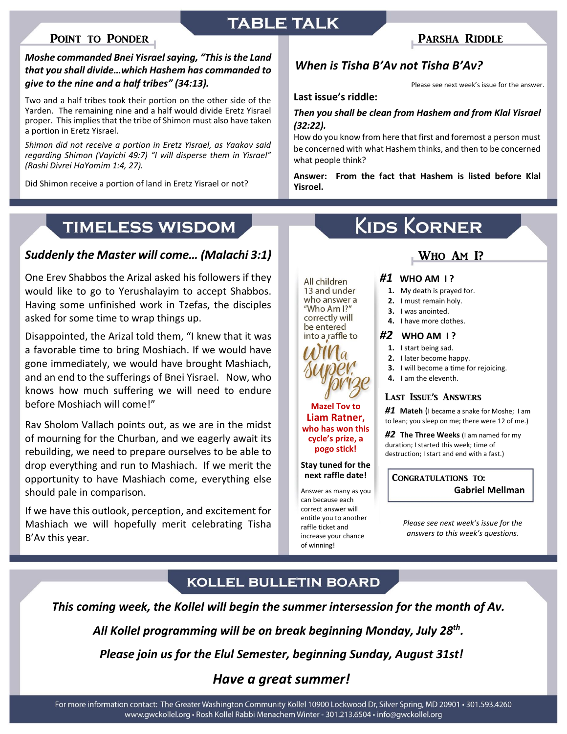# TABLE TALK

## Point to Ponder

***Moshe commanded Bnei Yisrael saying, "This is the Land that you shall divide…which Hashem has commanded to give to the nine and a half tribes" (34:13).***

Two and a half tribes took their portion on the other side of the Yarden. The remaining nine and a half would divide Eretz Yisrael proper. This implies that the tribe of Shimon must also have taken a portion in Eretz Yisrael.

*Shimon did not receive a portion in Eretz Yisrael, as Yaakov said regarding Shimon (Vayichi 49:7) "I will disperse them in Yisrael" (Rashi Divrei HaYomim 1:4, 27).*

Did Shimon receive a portion of land in Eretz Yisrael or not?

## Parsha Riddle

***When is Tisha B'Av not Tisha B'Av?***

Please see next week's issue for the answer.

**Last issue's riddle:**

***Then you shall be clean from Hashem and from Klal Yisrael (32:22).***

How do you know from here that first and foremost a person must be concerned with what Hashem thinks, and then to be concerned what people think?

**Answer: From the fact that Hashem is listed before Klal Yisroel.**

# TIMELESS WISDOM

***Suddenly the Master will come… (Malachi 3:1)***

One Erev Shabbos the Arizal asked his followers if they would like to go to Yerushalayim to accept Shabbos. Having some unfinished work in Tzefas, the disciples asked for some time to wrap things up.

Disappointed, the Arizal told them, "I knew that it was a favorable time to bring Moshiach. If we would have gone immediately, we would have brought Mashiach, and an end to the sufferings of Bnei Yisrael. Now, who knows how much suffering we will need to endure before Moshiach will come!"

Rav Sholom Vallach points out, as we are in the midst of mourning for the Churban, and we eagerly await its rebuilding, we need to prepare ourselves to be able to drop everything and run to Mashiach. If we merit the opportunity to have Mashiach come, everything else should pale in comparison.

If we have this outlook, perception, and excitement for Mashiach we will hopefully merit celebrating Tisha B'Av this year.

# Kids Korner

## Who Am I?

All children 13 and under who answer a "Who Am I?" correctly will be entered into a raffle to win a super prize

**Mazel Tov to Liam Ratner, who has won this cycle's prize, a pogo stick!**

**Stay tuned for the next raffle date!**

Answer as many as you can because each correct answer will entitle you to another raffle ticket and increase your chance of winning!

### #1 WHO AM I ?

1. My death is prayed for.
2. I must remain holy.
3. I was anointed.
4. I have more clothes.

### #2 WHO AM I ?

1. I start being sad.
2. I later become happy.
3. I will become a time for rejoicing.
4. I am the eleventh.

### Last Issue's Answers

***#1*** **Mateh** (I became a snake for Moshe; I am to lean; you sleep on me; there were 12 of me.)

***#2*** **The Three Weeks** (I am named for my duration; I started this week; time of destruction; I start and end with a fast.)

**Congratulations to: Gabriel Mellman**

*Please see next week's issue for the answers to this week's questions.*

# KOLLEL BULLETIN BOARD

***This coming week, the Kollel will begin the summer intersession for the month of Av.***

***All Kollel programming will be on break beginning Monday, July 28th.***

***Please join us for the Elul Semester, beginning Sunday, August 31st!***

***Have a great summer!***

For more information contact: The Greater Washington Community Kollel 10900 Lockwood Dr, Silver Spring, MD 20901 • 301.593.4260
www.gwckollel.org • Rosh Kollel Rabbi Menachem Winter - 301.213.6504 • info@gwckollel.org